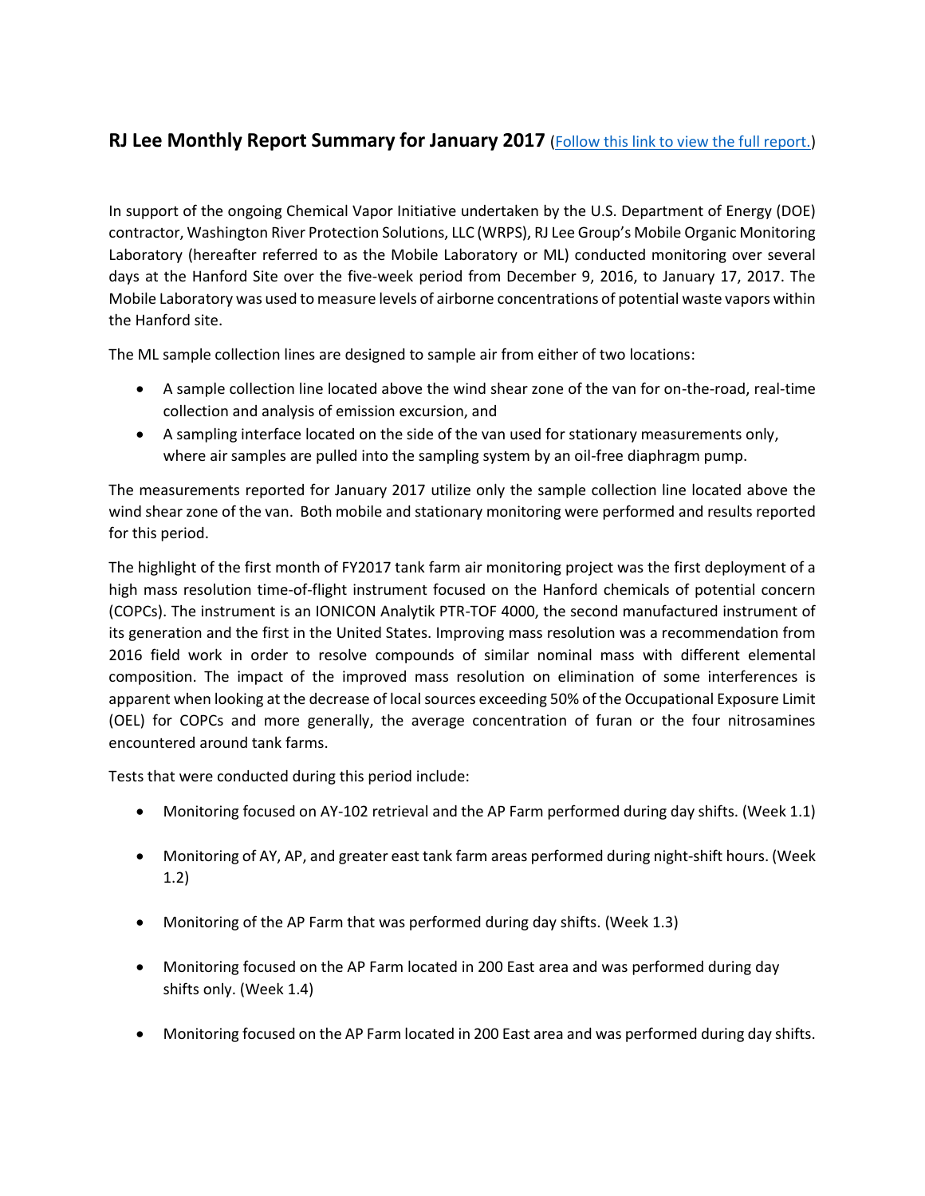## RJ Lee Monthly Report Summary for January 2017 ([Follow this link to view the full report.])

In support of the ongoing Chemical Vapor Initiative undertaken by the U.S. Department of Energy (DOE) contractor, Washington River Protection Solutions, LLC (WRPS), RJ Lee Group's Mobile Organic Monitoring Laboratory (hereafter referred to as the Mobile Laboratory or ML) conducted monitoring over several days at the Hanford Site over the five-week period from December 9, 2016, to January 17, 2017. The Mobile Laboratory was used to measure levels of airborne concentrations of potential waste vapors within the Hanford site.

The ML sample collection lines are designed to sample air from either of two locations:

- A sample collection line located above the wind shear zone of the van for on-the-road, real-time collection and analysis of emission excursion, and
- A sampling interface located on the side of the van used for stationary measurements only, where air samples are pulled into the sampling system by an oil-free diaphragm pump.

The measurements reported for January 2017 utilize only the sample collection line located above the wind shear zone of the van. Both mobile and stationary monitoring were performed and results reported for this period.

The highlight of the first month of FY2017 tank farm air monitoring project was the first deployment of a high mass resolution time-of-flight instrument focused on the Hanford chemicals of potential concern (COPCs). The instrument is an IONICON Analytik PTR-TOF 4000, the second manufactured instrument of its generation and the first in the United States. Improving mass resolution was a recommendation from 2016 field work in order to resolve compounds of similar nominal mass with different elemental composition. The impact of the improved mass resolution on elimination of some interferences is apparent when looking at the decrease of local sources exceeding 50% of the Occupational Exposure Limit (OEL) for COPCs and more generally, the average concentration of furan or the four nitrosamines encountered around tank farms.

Tests that were conducted during this period include:

- Monitoring focused on AY-102 retrieval and the AP Farm performed during day shifts. (Week 1.1)
- Monitoring of AY, AP, and greater east tank farm areas performed during night-shift hours. (Week 1.2)
- Monitoring of the AP Farm that was performed during day shifts. (Week 1.3)
- Monitoring focused on the AP Farm located in 200 East area and was performed during day shifts only. (Week 1.4)
- Monitoring focused on the AP Farm located in 200 East area and was performed during day shifts.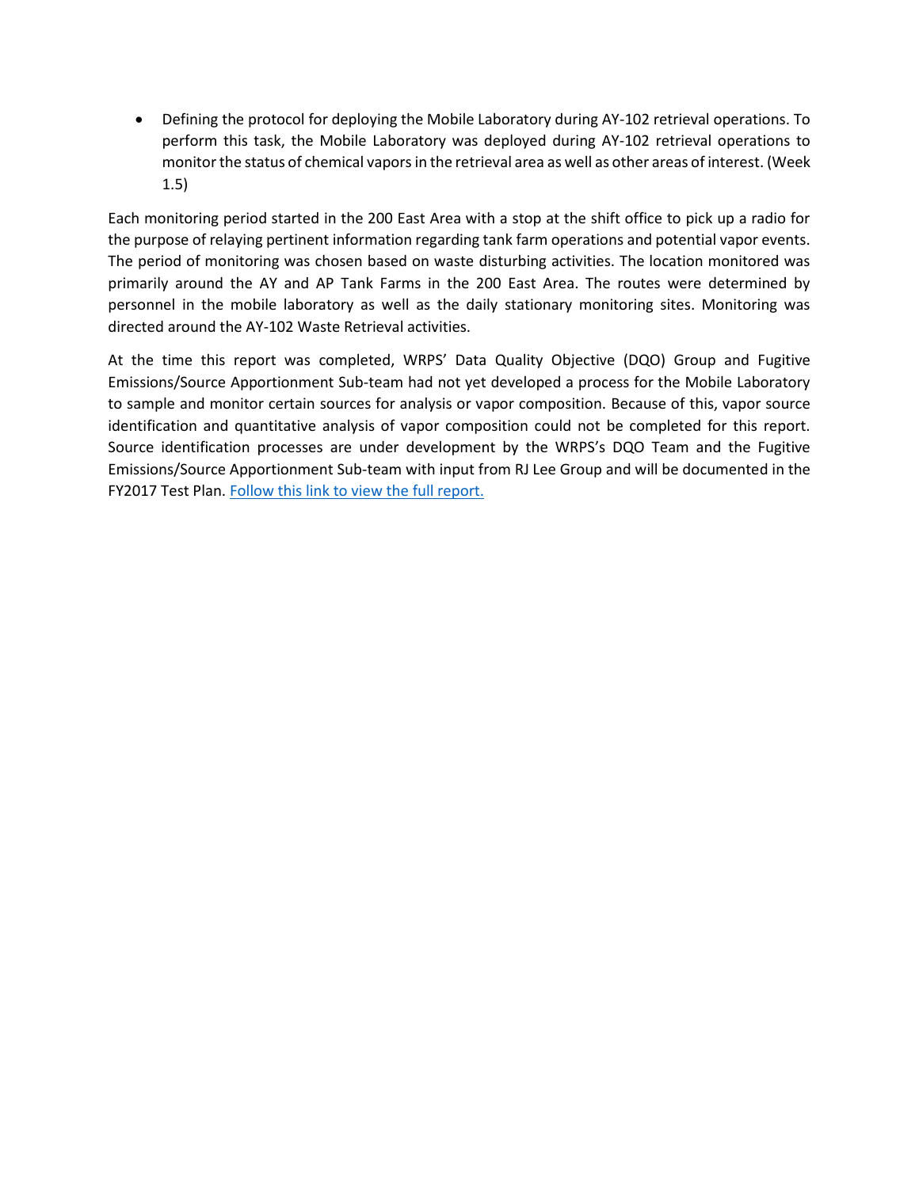- Defining the protocol for deploying the Mobile Laboratory during AY-102 retrieval operations. To perform this task, the Mobile Laboratory was deployed during AY-102 retrieval operations to monitor the status of chemical vapors in the retrieval area as well as other areas of interest. (Week 1.5)

Each monitoring period started in the 200 East Area with a stop at the shift office to pick up a radio for the purpose of relaying pertinent information regarding tank farm operations and potential vapor events. The period of monitoring was chosen based on waste disturbing activities. The location monitored was primarily around the AY and AP Tank Farms in the 200 East Area. The routes were determined by personnel in the mobile laboratory as well as the daily stationary monitoring sites. Monitoring was directed around the AY-102 Waste Retrieval activities.

At the time this report was completed, WRPS' Data Quality Objective (DQO) Group and Fugitive Emissions/Source Apportionment Sub-team had not yet developed a process for the Mobile Laboratory to sample and monitor certain sources for analysis or vapor composition. Because of this, vapor source identification and quantitative analysis of vapor composition could not be completed for this report. Source identification processes are under development by the WRPS's DQO Team and the Fugitive Emissions/Source Apportionment Sub-team with input from RJ Lee Group and will be documented in the FY2017 Test Plan. Follow this link to view the full report.